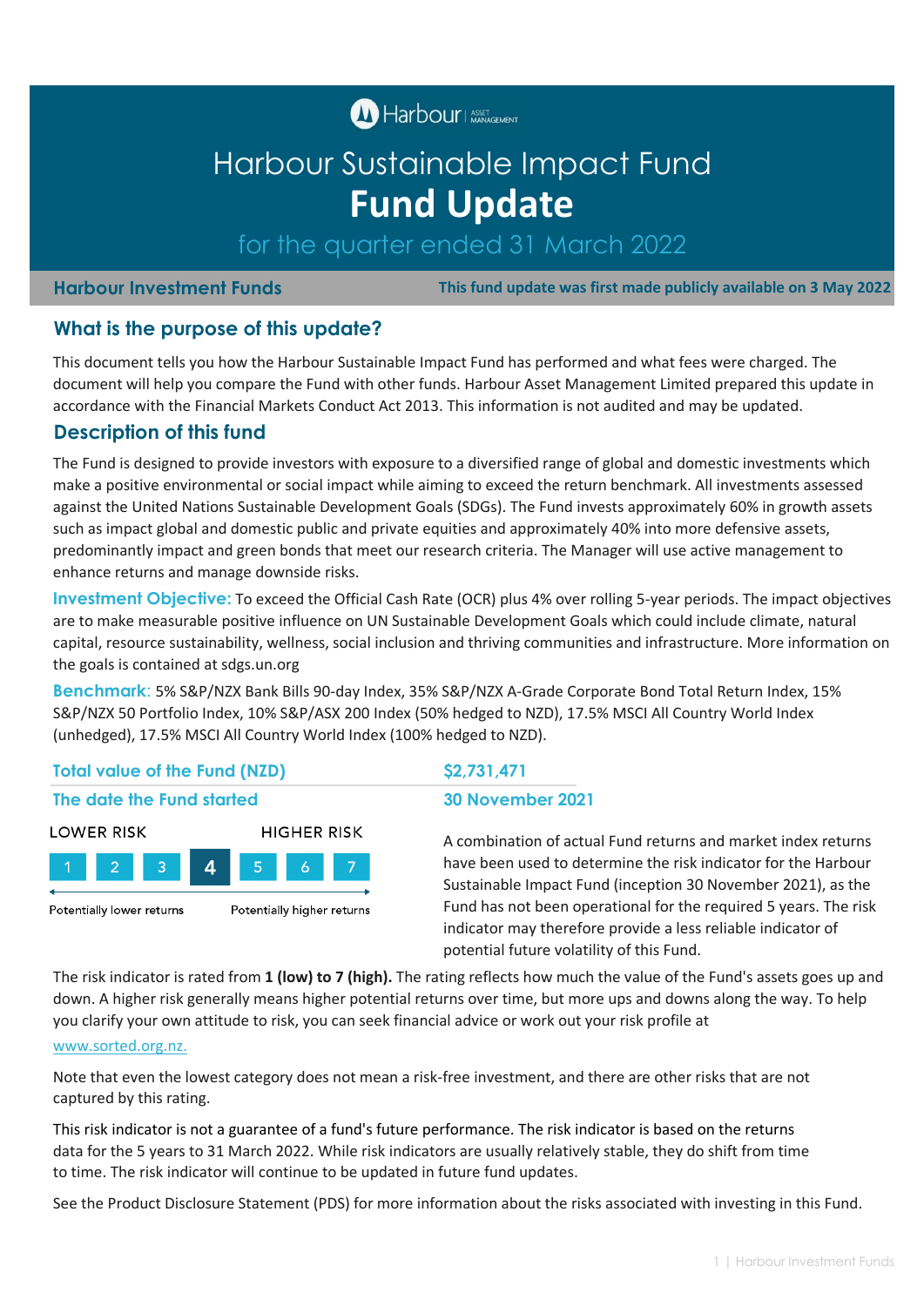Harbour Asset Management

# Harbour Sustainable Impact Fund
# Fund Update
## for the quarter ended 31 March 2022

**Harbour Investment Funds** — **This fund update was first made publicly available on 3 May 2022**

## What is the purpose of this update?

This document tells you how the Harbour Sustainable Impact Fund has performed and what fees were charged. The document will help you compare the Fund with other funds. Harbour Asset Management Limited prepared this update in accordance with the Financial Markets Conduct Act 2013. This information is not audited and may be updated.

## Description of this fund

The Fund is designed to provide investors with exposure to a diversified range of global and domestic investments which make a positive environmental or social impact while aiming to exceed the return benchmark. All investments assessed against the United Nations Sustainable Development Goals (SDGs). The Fund invests approximately 60% in growth assets such as impact global and domestic public and private equities and approximately 40% into more defensive assets, predominantly impact and green bonds that meet our research criteria. The Manager will use active management to enhance returns and manage downside risks.

**Investment Objective:** To exceed the Official Cash Rate (OCR) plus 4% over rolling 5-year periods. The impact objectives are to make measurable positive influence on UN Sustainable Development Goals which could include climate, natural capital, resource sustainability, wellness, social inclusion and thriving communities and infrastructure. More information on the goals is contained at sdgs.un.org

**Benchmark:** 5% S&P/NZX Bank Bills 90-day Index, 35% S&P/NZX A-Grade Corporate Bond Total Return Index, 15% S&P/NZX 50 Portfolio Index, 10% S&P/ASX 200 Index (50% hedged to NZD), 17.5% MSCI All Country World Index (unhedged), 17.5% MSCI All Country World Index (100% hedged to NZD).

| | |
|---|---|
| **Total value of the Fund (NZD)** | **$2,731,471** |
| **The date the Fund started** | **30 November 2021** |

LOWER RISK — HIGHER RISK

1 | 2 | 3 | **4** | 5 | 6 | 7

Potentially lower returns — Potentially higher returns

A combination of actual Fund returns and market index returns have been used to determine the risk indicator for the Harbour Sustainable Impact Fund (inception 30 November 2021), as the Fund has not been operational for the required 5 years. The risk indicator may therefore provide a less reliable indicator of potential future volatility of this Fund.

The risk indicator is rated from **1 (low) to 7 (high).** The rating reflects how much the value of the Fund's assets goes up and down. A higher risk generally means higher potential returns over time, but more ups and downs along the way. To help you clarify your own attitude to risk, you can seek financial advice or work out your risk profile at www.sorted.org.nz.

Note that even the lowest category does not mean a risk-free investment, and there are other risks that are not captured by this rating.

This risk indicator is not a guarantee of a fund's future performance. The risk indicator is based on the returns data for the 5 years to 31 March 2022. While risk indicators are usually relatively stable, they do shift from time to time. The risk indicator will continue to be updated in future fund updates.

See the Product Disclosure Statement (PDS) for more information about the risks associated with investing in this Fund.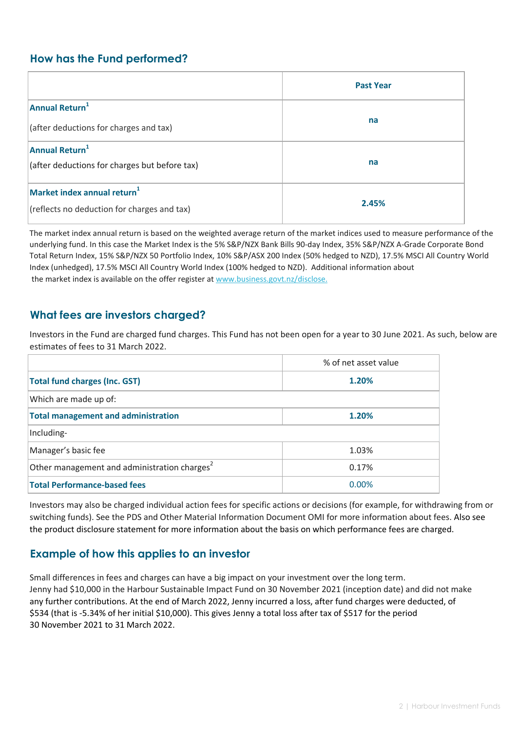## How has the Fund performed?

| | Past Year |
|---|---|
| **Annual Return**[1] (after deductions for charges and tax) | **na** |
| **Annual Return**[1] (after deductions for charges but before tax) | **na** |
| **Market index annual return**[1] (reflects no deduction for charges and tax) | **2.45%** |

The market index annual return is based on the weighted average return of the market indices used to measure performance of the underlying fund. In this case the Market Index is the 5% S&P/NZX Bank Bills 90-day Index, 35% S&P/NZX A-Grade Corporate Bond Total Return Index, 15% S&P/NZX 50 Portfolio Index, 10% S&P/ASX 200 Index (50% hedged to NZD), 17.5% MSCI All Country World Index (unhedged), 17.5% MSCI All Country World Index (100% hedged to NZD). Additional information about the market index is available on the offer register at www.business.govt.nz/disclose.

## What fees are investors charged?

Investors in the Fund are charged fund charges. This Fund has not been open for a year to 30 June 2021. As such, below are estimates of fees to 31 March 2022.

| | % of net asset value |
|---|---|
| **Total fund charges (Inc. GST)** | **1.20%** |
| Which are made up of: | |
| **Total management and administration** | **1.20%** |
| Including- | |
| Manager's basic fee | 1.03% |
| Other management and administration charges[2] | 0.17% |
| **Total Performance-based fees** | 0.00% |

Investors may also be charged individual action fees for specific actions or decisions (for example, for withdrawing from or switching funds). See the PDS and Other Material Information Document OMI for more information about fees. Also see the product disclosure statement for more information about the basis on which performance fees are charged.

## Example of how this applies to an investor

Small differences in fees and charges can have a big impact on your investment over the long term.
Jenny had $10,000 in the Harbour Sustainable Impact Fund on 30 November 2021 (inception date) and did not make any further contributions. At the end of March 2022, Jenny incurred a loss, after fund charges were deducted, of $534 (that is -5.34% of her initial $10,000). This gives Jenny a total loss after tax of $517 for the period 30 November 2021 to 31 March 2022.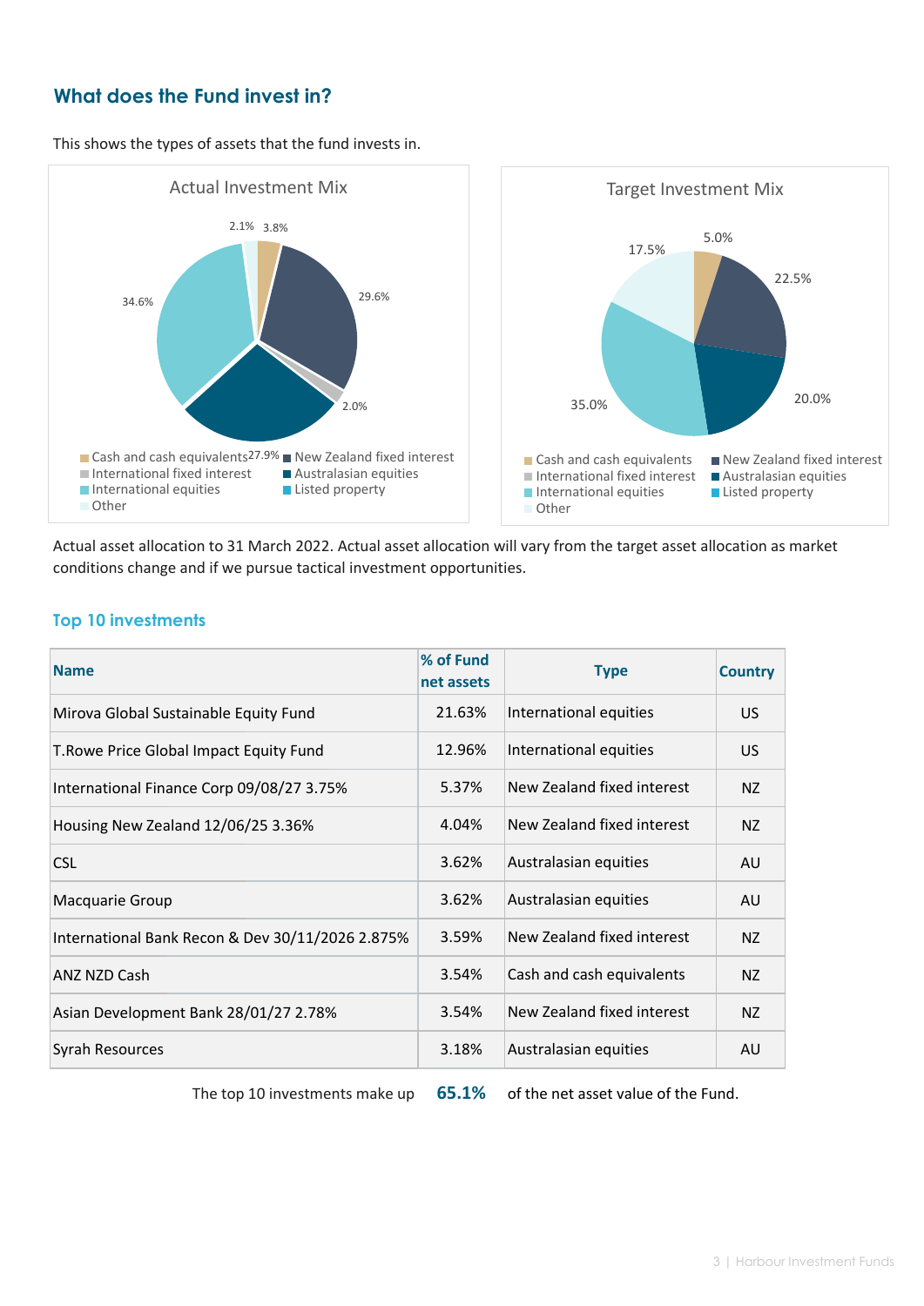## What does the Fund invest in?

This shows the types of assets that the fund invests in.

Actual Investment Mix

2.1% 3.8% 29.6% 34.6% 2.0% 27.9%

- Cash and cash equivalents
- New Zealand fixed interest
- International fixed interest
- Australasian equities
- International equities
- Listed property
- Other

Target Investment Mix

17.5% 5.0% 22.5% 35.0% 20.0%

- Cash and cash equivalents
- New Zealand fixed interest
- International fixed interest
- Australasian equities
- International equities
- Listed property
- Other

Actual asset allocation to 31 March 2022. Actual asset allocation will vary from the target asset allocation as market conditions change and if we pursue tactical investment opportunities.

### Top 10 investments

| Name | % of Fund net assets | Type | Country |
|---|---|---|---|
| Mirova Global Sustainable Equity Fund | 21.63% | International equities | US |
| T.Rowe Price Global Impact Equity Fund | 12.96% | International equities | US |
| International Finance Corp 09/08/27 3.75% | 5.37% | New Zealand fixed interest | NZ |
| Housing New Zealand 12/06/25 3.36% | 4.04% | New Zealand fixed interest | NZ |
| CSL | 3.62% | Australasian equities | AU |
| Macquarie Group | 3.62% | Australasian equities | AU |
| International Bank Recon & Dev 30/11/2026 2.875% | 3.59% | New Zealand fixed interest | NZ |
| ANZ NZD Cash | 3.54% | Cash and cash equivalents | NZ |
| Asian Development Bank 28/01/27 2.78% | 3.54% | New Zealand fixed interest | NZ |
| Syrah Resources | 3.18% | Australasian equities | AU |

The top 10 investments make up **65.1%** of the net asset value of the Fund.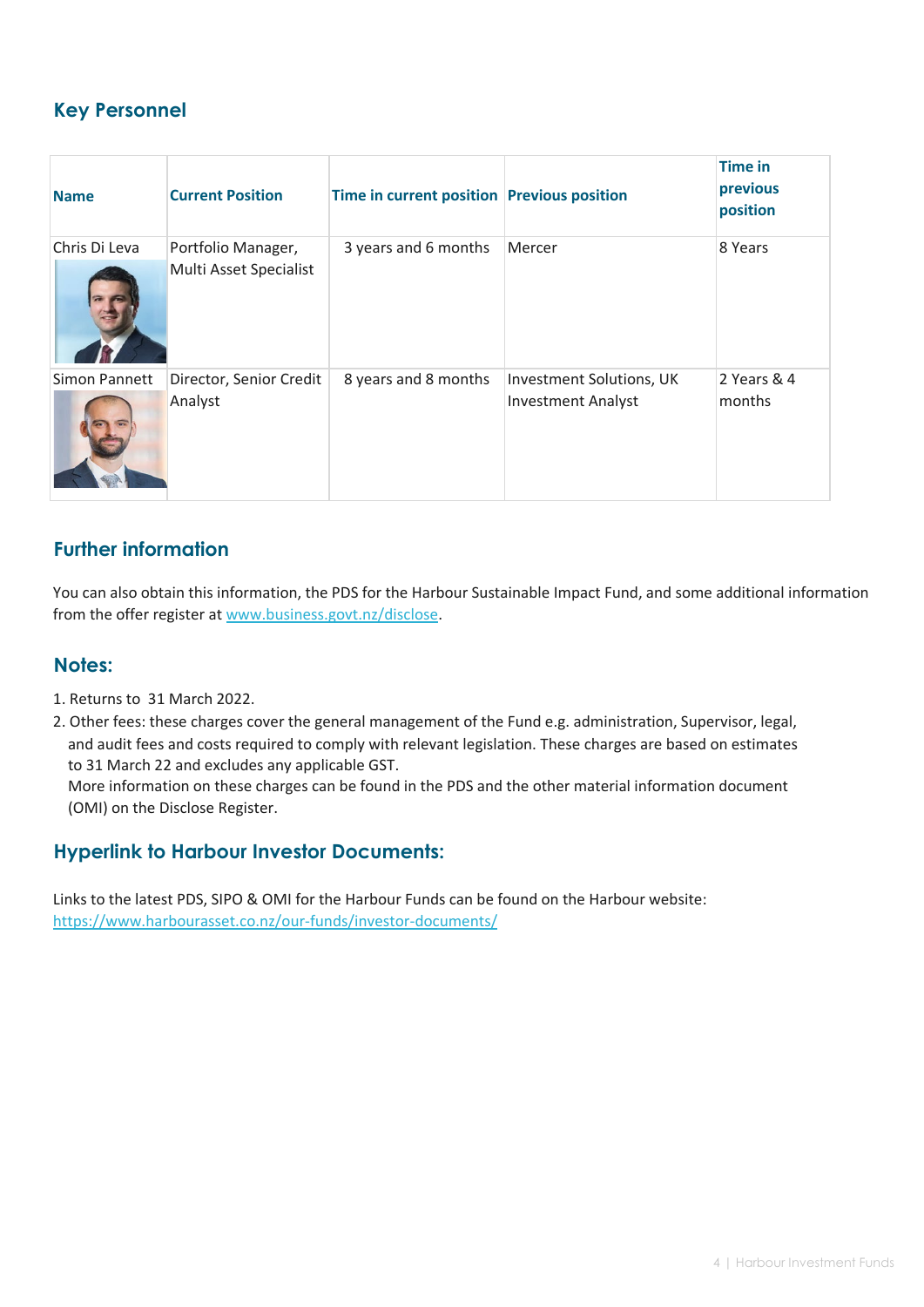## Key Personnel

| Name | Current Position | Time in current position | Previous position | Time in previous position |
|---|---|---|---|---|
| Chris Di Leva | Portfolio Manager, Multi Asset Specialist | 3 years and 6 months | Mercer | 8 Years |
| Simon Pannett | Director, Senior Credit Analyst | 8 years and 8 months | Investment Solutions, UK Investment Analyst | 2 Years & 4 months |

## Further information

You can also obtain this information, the PDS for the Harbour Sustainable Impact Fund, and some additional information from the offer register at [www.business.govt.nz/disclose](http://www.business.govt.nz/disclose).

## Notes:

1. Returns to 31 March 2022.
2. Other fees: these charges cover the general management of the Fund e.g. administration, Supervisor, legal, and audit fees and costs required to comply with relevant legislation. These charges are based on estimates to 31 March 22 and excludes any applicable GST.
   More information on these charges can be found in the PDS and the other material information document (OMI) on the Disclose Register.

## Hyperlink to Harbour Investor Documents:

Links to the latest PDS, SIPO & OMI for the Harbour Funds can be found on the Harbour website:
[https://www.harbourasset.co.nz/our-funds/investor-documents/](https://www.harbourasset.co.nz/our-funds/investor-documents/)